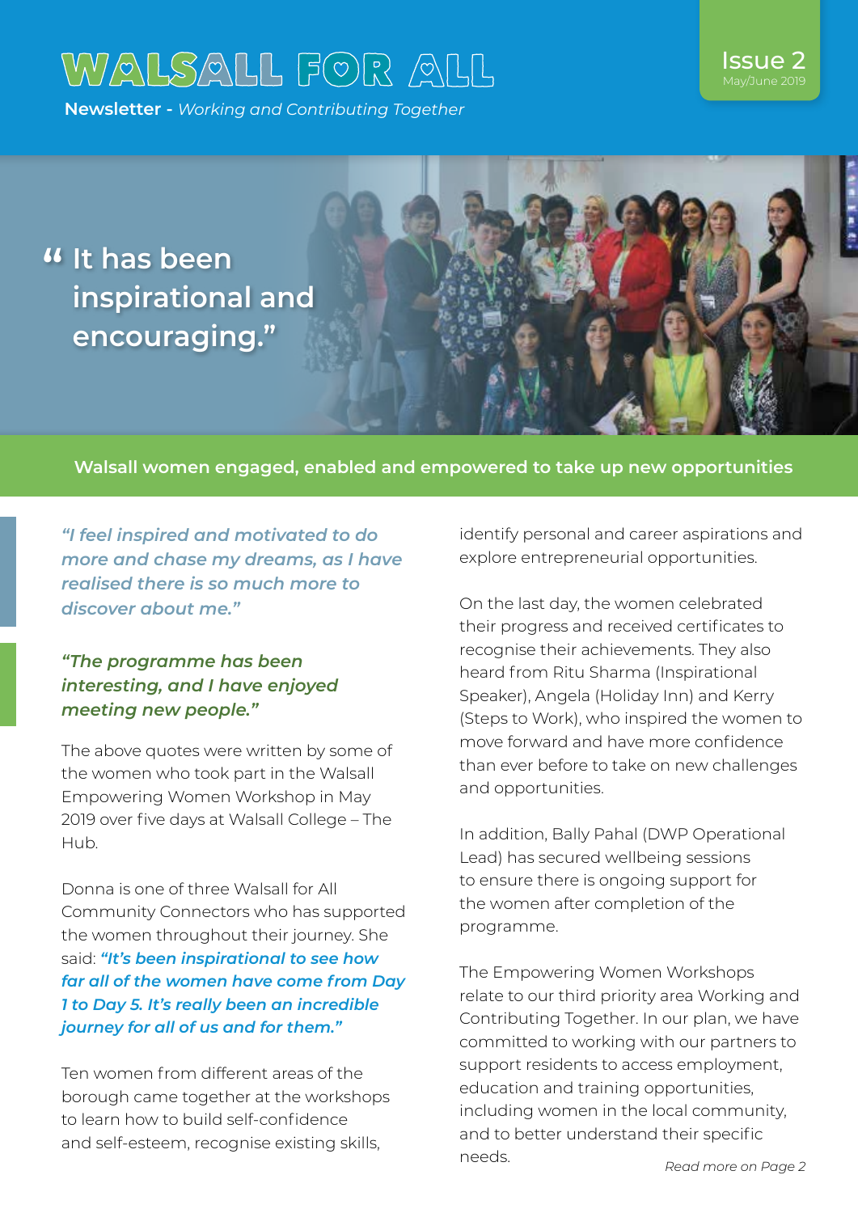# WALSALL FOR ALL

**Newsletter** - *Working and Contributing Together*

Issue 2
May/June 2019

**“It has been inspirational and encouraging.”**

## Walsall women engaged, enabled and empowered to take up new opportunities

***“I feel inspired and motivated to do more and chase my dreams, as I have realised there is so much more to discover about me.”***

***“The programme has been interesting, and I have enjoyed meeting new people.”***

The above quotes were written by some of the women who took part in the Walsall Empowering Women Workshop in May 2019 over five days at Walsall College – The Hub.

Donna is one of three Walsall for All Community Connectors who has supported the women throughout their journey. She said: ***“It’s been inspirational to see how far all of the women have come from Day 1 to Day 5. It’s really been an incredible journey for all of us and for them.”***

Ten women from different areas of the borough came together at the workshops to learn how to build self-confidence and self-esteem, recognise existing skills, identify personal and career aspirations and explore entrepreneurial opportunities.

On the last day, the women celebrated their progress and received certificates to recognise their achievements. They also heard from Ritu Sharma (Inspirational Speaker), Angela (Holiday Inn) and Kerry (Steps to Work), who inspired the women to move forward and have more confidence than ever before to take on new challenges and opportunities.

In addition, Bally Pahal (DWP Operational Lead) has secured wellbeing sessions to ensure there is ongoing support for the women after completion of the programme.

The Empowering Women Workshops relate to our third priority area Working and Contributing Together. In our plan, we have committed to working with our partners to support residents to access employment, education and training opportunities, including women in the local community, and to better understand their specific needs.

*Read more on Page 2*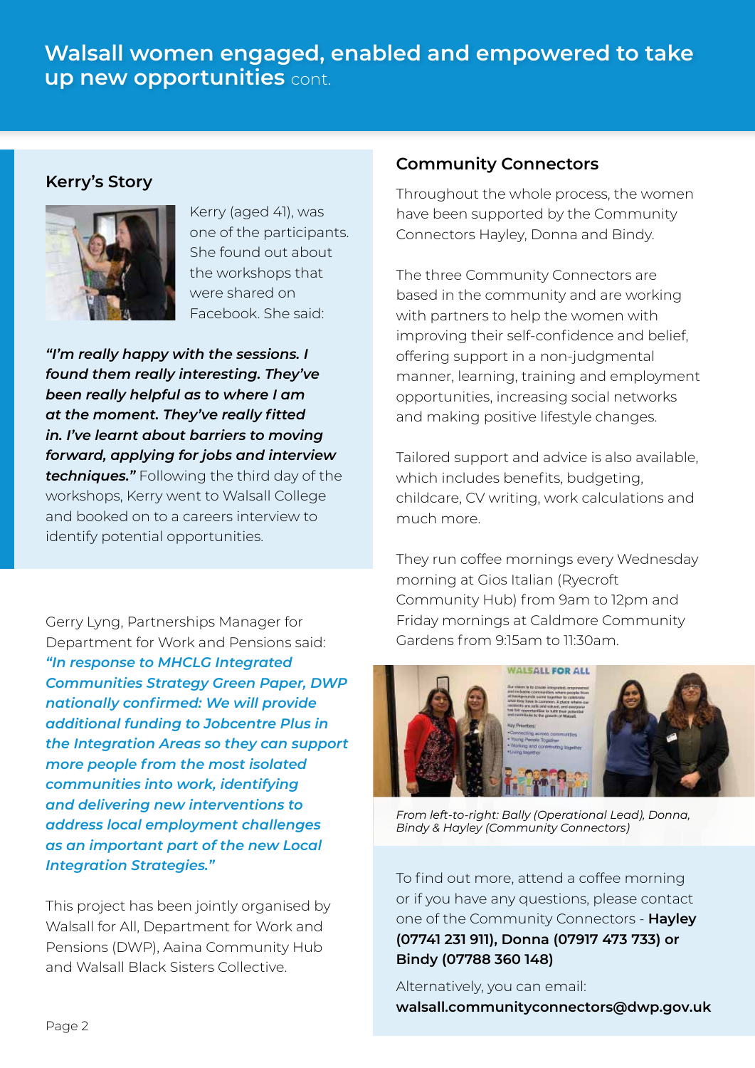# Walsall women engaged, enabled and empowered to take up new opportunities cont.

## Kerry's Story

Kerry (aged 41), was one of the participants. She found out about the workshops that were shared on Facebook. She said:

***"I'm really happy with the sessions. I found them really interesting. They've been really helpful as to where I am at the moment. They've really fitted in. I've learnt about barriers to moving forward, applying for jobs and interview techniques."*** Following the third day of the workshops, Kerry went to Walsall College and booked on to a careers interview to identify potential opportunities.

Gerry Lyng, Partnerships Manager for Department for Work and Pensions said: ***"In response to MHCLG Integrated Communities Strategy Green Paper, DWP nationally confirmed: We will provide additional funding to Jobcentre Plus in the Integration Areas so they can support more people from the most isolated communities into work, identifying and delivering new interventions to address local employment challenges as an important part of the new Local Integration Strategies."***

This project has been jointly organised by Walsall for All, Department for Work and Pensions (DWP), Aaina Community Hub and Walsall Black Sisters Collective.

## Community Connectors

Throughout the whole process, the women have been supported by the Community Connectors Hayley, Donna and Bindy.

The three Community Connectors are based in the community and are working with partners to help the women with improving their self-confidence and belief, offering support in a non-judgmental manner, learning, training and employment opportunities, increasing social networks and making positive lifestyle changes.

Tailored support and advice is also available, which includes benefits, budgeting, childcare, CV writing, work calculations and much more.

They run coffee mornings every Wednesday morning at Gios Italian (Ryecroft Community Hub) from 9am to 12pm and Friday mornings at Caldmore Community Gardens from 9:15am to 11:30am.

*From left-to-right: Bally (Operational Lead), Donna, Bindy & Hayley (Community Connectors)*

To find out more, attend a coffee morning or if you have any questions, please contact one of the Community Connectors - **Hayley (07741 231 911), Donna (07917 473 733) or Bindy (07788 360 148)**

Alternatively, you can email: **walsall.communityconnectors@dwp.gov.uk**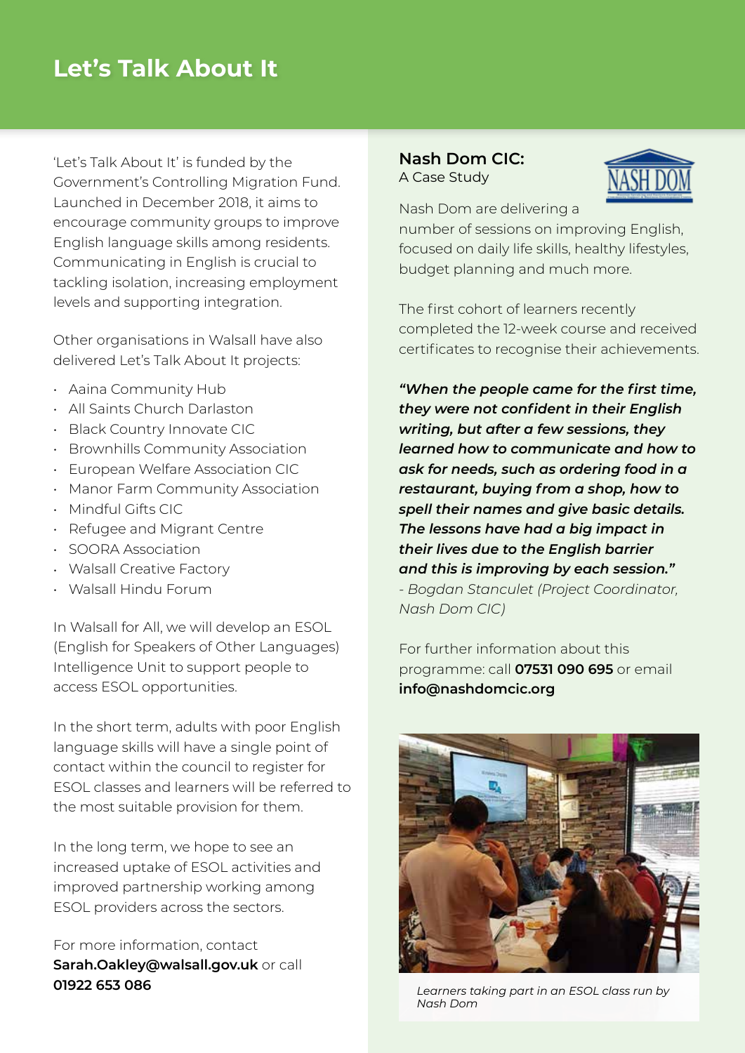# Let's Talk About It

'Let's Talk About It' is funded by the Government's Controlling Migration Fund. Launched in December 2018, it aims to encourage community groups to improve English language skills among residents. Communicating in English is crucial to tackling isolation, increasing employment levels and supporting integration.

Other organisations in Walsall have also delivered Let's Talk About It projects:

- Aaina Community Hub
- All Saints Church Darlaston
- Black Country Innovate CIC
- Brownhills Community Association
- European Welfare Association CIC
- Manor Farm Community Association
- Mindful Gifts CIC
- Refugee and Migrant Centre
- SOORA Association
- Walsall Creative Factory
- Walsall Hindu Forum

In Walsall for All, we will develop an ESOL (English for Speakers of Other Languages) Intelligence Unit to support people to access ESOL opportunities.

In the short term, adults with poor English language skills will have a single point of contact within the council to register for ESOL classes and learners will be referred to the most suitable provision for them.

In the long term, we hope to see an increased uptake of ESOL activities and improved partnership working among ESOL providers across the sectors.

For more information, contact **Sarah.Oakley@walsall.gov.uk** or call **01922 653 086**

## Nash Dom CIC:

A Case Study

Nash Dom are delivering a number of sessions on improving English, focused on daily life skills, healthy lifestyles, budget planning and much more.

The first cohort of learners recently completed the 12-week course and received certificates to recognise their achievements.

***"When the people came for the first time, they were not confident in their English writing, but after a few sessions, they learned how to communicate and how to ask for needs, such as ordering food in a restaurant, buying from a shop, how to spell their names and give basic details. The lessons have had a big impact in their lives due to the English barrier and this is improving by each session."***

*- Bogdan Stanculet (Project Coordinator, Nash Dom CIC)*

For further information about this programme: call **07531 090 695** or email **info@nashdomcic.org**

*Learners taking part in an ESOL class run by Nash Dom*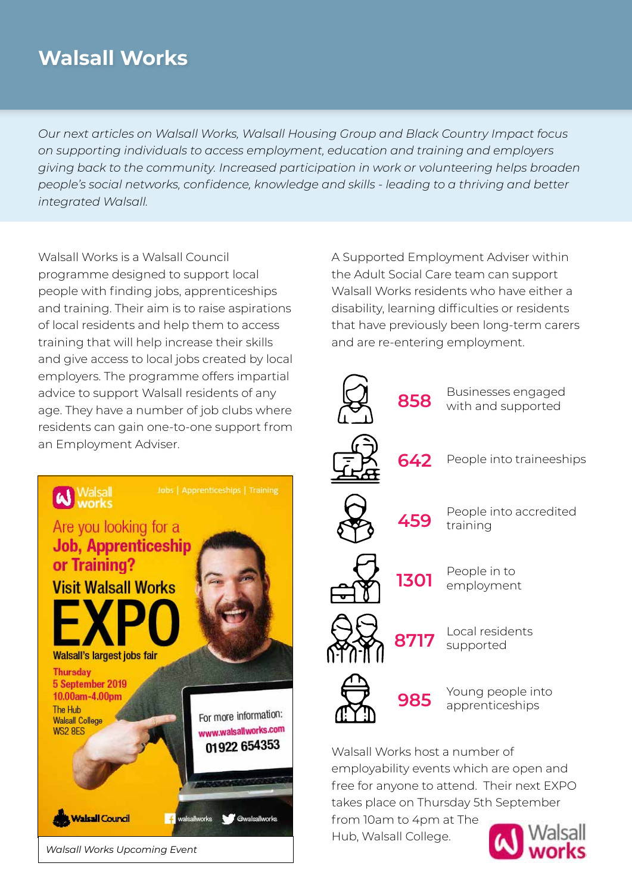# Walsall Works

*Our next articles on Walsall Works, Walsall Housing Group and Black Country Impact focus on supporting individuals to access employment, education and training and employers giving back to the community. Increased participation in work or volunteering helps broaden people's social networks, confidence, knowledge and skills - leading to a thriving and better integrated Walsall.*

Walsall Works is a Walsall Council programme designed to support local people with finding jobs, apprenticeships and training. Their aim is to raise aspirations of local residents and help them to access training that will help increase their skills and give access to local jobs created by local employers. The programme offers impartial advice to support Walsall residents of any age. They have a number of job clubs where residents can gain one-to-one support from an Employment Adviser.

Walsall works — Jobs | Apprenticeships | Training

Are you looking for a **Job, Apprenticeship or Training?**

**Visit Walsall Works**

**EXPO**

Walsall's largest jobs fair

Thursday
5 September 2019
10.00am-4.00pm

The Hub
Walsall College
WS2 8ES

For more information:
www.walsallworks.com
01922 654353

Walsall Council — walsallworks — @walsallworks

*Walsall Works Upcoming Event*

A Supported Employment Adviser within the Adult Social Care team can support Walsall Works residents who have either a disability, learning difficulties or residents that have previously been long-term carers and are re-entering employment.

- **858** Businesses engaged with and supported
- **642** People into traineeships
- **459** People into accredited training
- **1301** People in to employment
- **8717** Local residents supported
- **985** Young people into apprenticeships

Walsall Works host a number of employability events which are open and free for anyone to attend. Their next EXPO takes place on Thursday 5th September from 10am to 4pm at The Hub, Walsall College.

Walsall works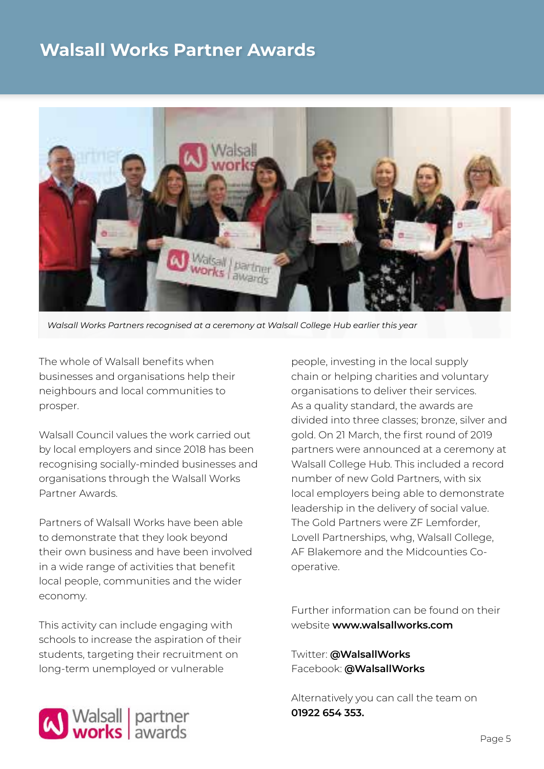# Walsall Works Partner Awards

*Walsall Works Partners recognised at a ceremony at Walsall College Hub earlier this year*

The whole of Walsall benefits when businesses and organisations help their neighbours and local communities to prosper.

Walsall Council values the work carried out by local employers and since 2018 has been recognising socially-minded businesses and organisations through the Walsall Works Partner Awards.

Partners of Walsall Works have been able to demonstrate that they look beyond their own business and have been involved in a wide range of activities that benefit local people, communities and the wider economy.

This activity can include engaging with schools to increase the aspiration of their students, targeting their recruitment on long-term unemployed or vulnerable people, investing in the local supply chain or helping charities and voluntary organisations to deliver their services. As a quality standard, the awards are divided into three classes; bronze, silver and gold. On 21 March, the first round of 2019 partners were announced at a ceremony at Walsall College Hub. This included a record number of new Gold Partners, with six local employers being able to demonstrate leadership in the delivery of social value. The Gold Partners were ZF Lemforder, Lovell Partnerships, whg, Walsall College, AF Blakemore and the Midcounties Co-operative.

Further information can be found on their website **www.walsallworks.com**

Twitter: **@WalsallWorks**
Facebook: **@WalsallWorks**

Alternatively you can call the team on **01922 654 353.**

Walsall works | partner awards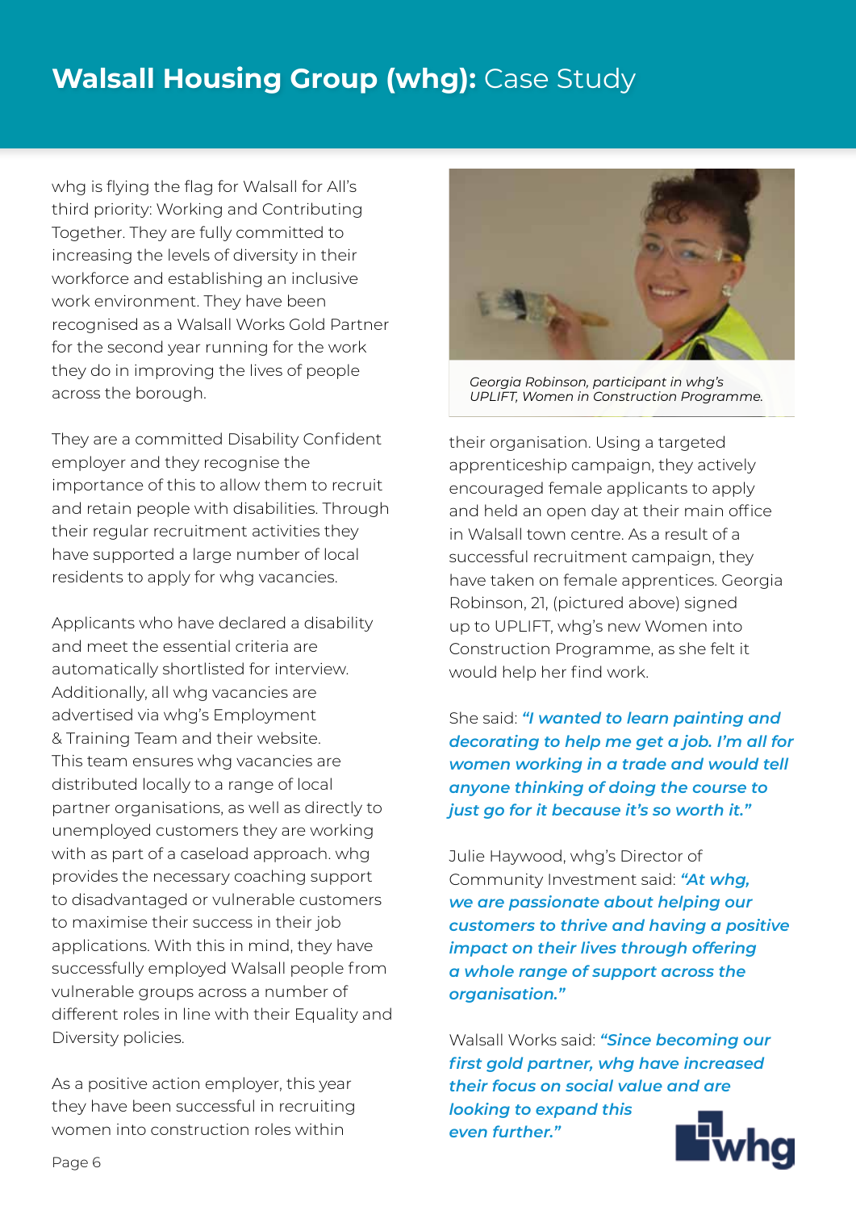# **Walsall Housing Group (whg):** Case Study

whg is flying the flag for Walsall for All's third priority: Working and Contributing Together. They are fully committed to increasing the levels of diversity in their workforce and establishing an inclusive work environment. They have been recognised as a Walsall Works Gold Partner for the second year running for the work they do in improving the lives of people across the borough.

They are a committed Disability Confident employer and they recognise the importance of this to allow them to recruit and retain people with disabilities. Through their regular recruitment activities they have supported a large number of local residents to apply for whg vacancies.

Applicants who have declared a disability and meet the essential criteria are automatically shortlisted for interview. Additionally, all whg vacancies are advertised via whg's Employment & Training Team and their website. This team ensures whg vacancies are distributed locally to a range of local partner organisations, as well as directly to unemployed customers they are working with as part of a caseload approach. whg provides the necessary coaching support to disadvantaged or vulnerable customers to maximise their success in their job applications. With this in mind, they have successfully employed Walsall people from vulnerable groups across a number of different roles in line with their Equality and Diversity policies.

As a positive action employer, this year they have been successful in recruiting women into construction roles within their organisation. Using a targeted apprenticeship campaign, they actively encouraged female applicants to apply and held an open day at their main office in Walsall town centre. As a result of a successful recruitment campaign, they have taken on female apprentices. Georgia Robinson, 21, (pictured above) signed up to UPLIFT, whg's new Women into Construction Programme, as she felt it would help her find work.

*Georgia Robinson, participant in whg's UPLIFT, Women in Construction Programme.*

She said: ***"I wanted to learn painting and decorating to help me get a job. I'm all for women working in a trade and would tell anyone thinking of doing the course to just go for it because it's so worth it."***

Julie Haywood, whg's Director of Community Investment said: ***"At whg, we are passionate about helping our customers to thrive and having a positive impact on their lives through offering a whole range of support across the organisation."***

Walsall Works said: ***"Since becoming our first gold partner, whg have increased their focus on social value and are looking to expand this even further."***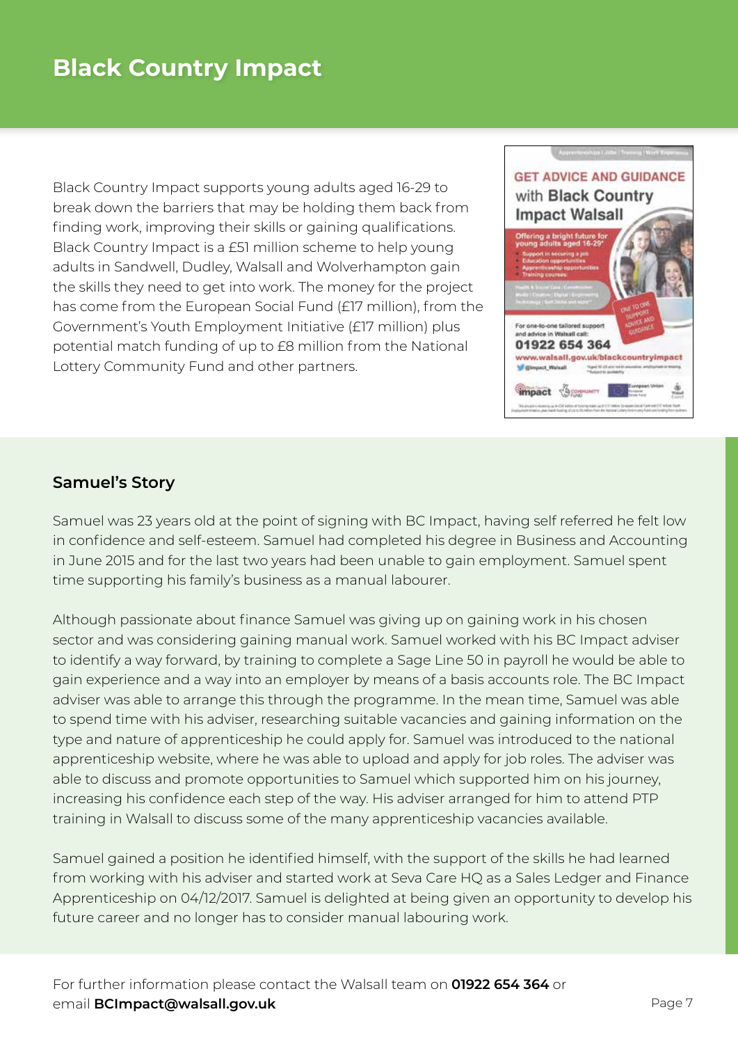# Black Country Impact

Black Country Impact supports young adults aged 16-29 to break down the barriers that may be holding them back from finding work, improving their skills or gaining qualifications. Black Country Impact is a £51 million scheme to help young adults in Sandwell, Dudley, Walsall and Wolverhampton gain the skills they need to get into work. The money for the project has come from the European Social Fund (£17 million), from the Government's Youth Employment Initiative (£17 million) plus potential match funding of up to £8 million from the National Lottery Community Fund and other partners.

## Samuel's Story

Samuel was 23 years old at the point of signing with BC Impact, having self referred he felt low in confidence and self-esteem. Samuel had completed his degree in Business and Accounting in June 2015 and for the last two years had been unable to gain employment. Samuel spent time supporting his family's business as a manual labourer.

Although passionate about finance Samuel was giving up on gaining work in his chosen sector and was considering gaining manual work. Samuel worked with his BC Impact adviser to identify a way forward, by training to complete a Sage Line 50 in payroll he would be able to gain experience and a way into an employer by means of a basis accounts role. The BC Impact adviser was able to arrange this through the programme. In the mean time, Samuel was able to spend time with his adviser, researching suitable vacancies and gaining information on the type and nature of apprenticeship he could apply for. Samuel was introduced to the national apprenticeship website, where he was able to upload and apply for job roles. The adviser was able to discuss and promote opportunities to Samuel which supported him on his journey, increasing his confidence each step of the way. His adviser arranged for him to attend PTP training in Walsall to discuss some of the many apprenticeship vacancies available.

Samuel gained a position he identified himself, with the support of the skills he had learned from working with his adviser and started work at Seva Care HQ as a Sales Ledger and Finance Apprenticeship on 04/12/2017. Samuel is delighted at being given an opportunity to develop his future career and no longer has to consider manual labouring work.

For further information please contact the Walsall team on **01922 654 364** or email **BCImpact@walsall.gov.uk**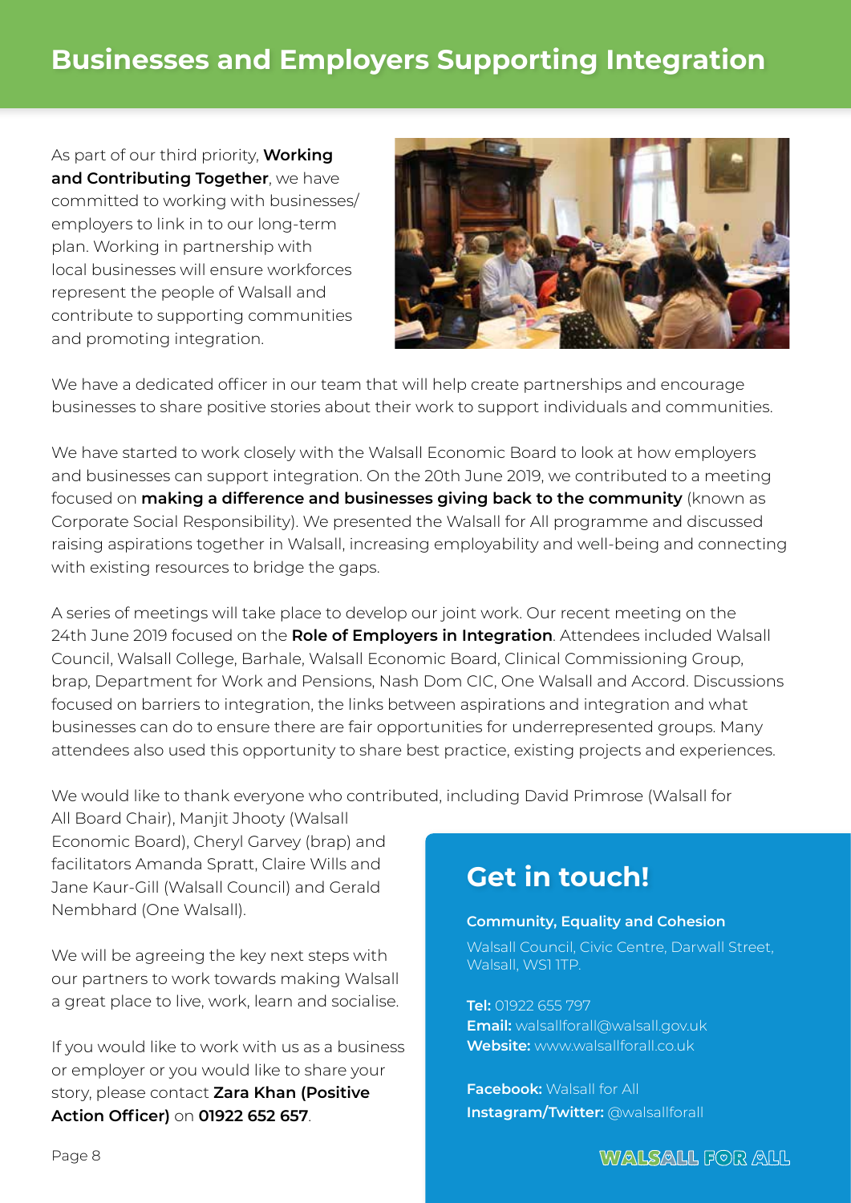# Businesses and Employers Supporting Integration

As part of our third priority, **Working and Contributing Together**, we have committed to working with businesses/employers to link in to our long-term plan. Working in partnership with local businesses will ensure workforces represent the people of Walsall and contribute to supporting communities and promoting integration.

We have a dedicated officer in our team that will help create partnerships and encourage businesses to share positive stories about their work to support individuals and communities.

We have started to work closely with the Walsall Economic Board to look at how employers and businesses can support integration. On the 20th June 2019, we contributed to a meeting focused on **making a difference and businesses giving back to the community** (known as Corporate Social Responsibility). We presented the Walsall for All programme and discussed raising aspirations together in Walsall, increasing employability and well-being and connecting with existing resources to bridge the gaps.

A series of meetings will take place to develop our joint work. Our recent meeting on the 24th June 2019 focused on the **Role of Employers in Integration**. Attendees included Walsall Council, Walsall College, Barhale, Walsall Economic Board, Clinical Commissioning Group, brap, Department for Work and Pensions, Nash Dom CIC, One Walsall and Accord. Discussions focused on barriers to integration, the links between aspirations and integration and what businesses can do to ensure there are fair opportunities for underrepresented groups. Many attendees also used this opportunity to share best practice, existing projects and experiences.

We would like to thank everyone who contributed, including David Primrose (Walsall for All Board Chair), Manjit Jhooty (Walsall Economic Board), Cheryl Garvey (brap) and facilitators Amanda Spratt, Claire Wills and Jane Kaur-Gill (Walsall Council) and Gerald Nembhard (One Walsall).

We will be agreeing the key next steps with our partners to work towards making Walsall a great place to live, work, learn and socialise.

If you would like to work with us as a business or employer or you would like to share your story, please contact **Zara Khan (Positive Action Officer)** on **01922 652 657**.

## Get in touch!

**Community, Equality and Cohesion**

Walsall Council, Civic Centre, Darwall Street, Walsall, WS1 1TP.

**Tel:** 01922 655 797
**Email:** walsallforall@walsall.gov.uk
**Website:** www.walsallforall.co.uk

**Facebook:** Walsall for All
**Instagram/Twitter:** @walsallforall

WALSALL FOR ALL